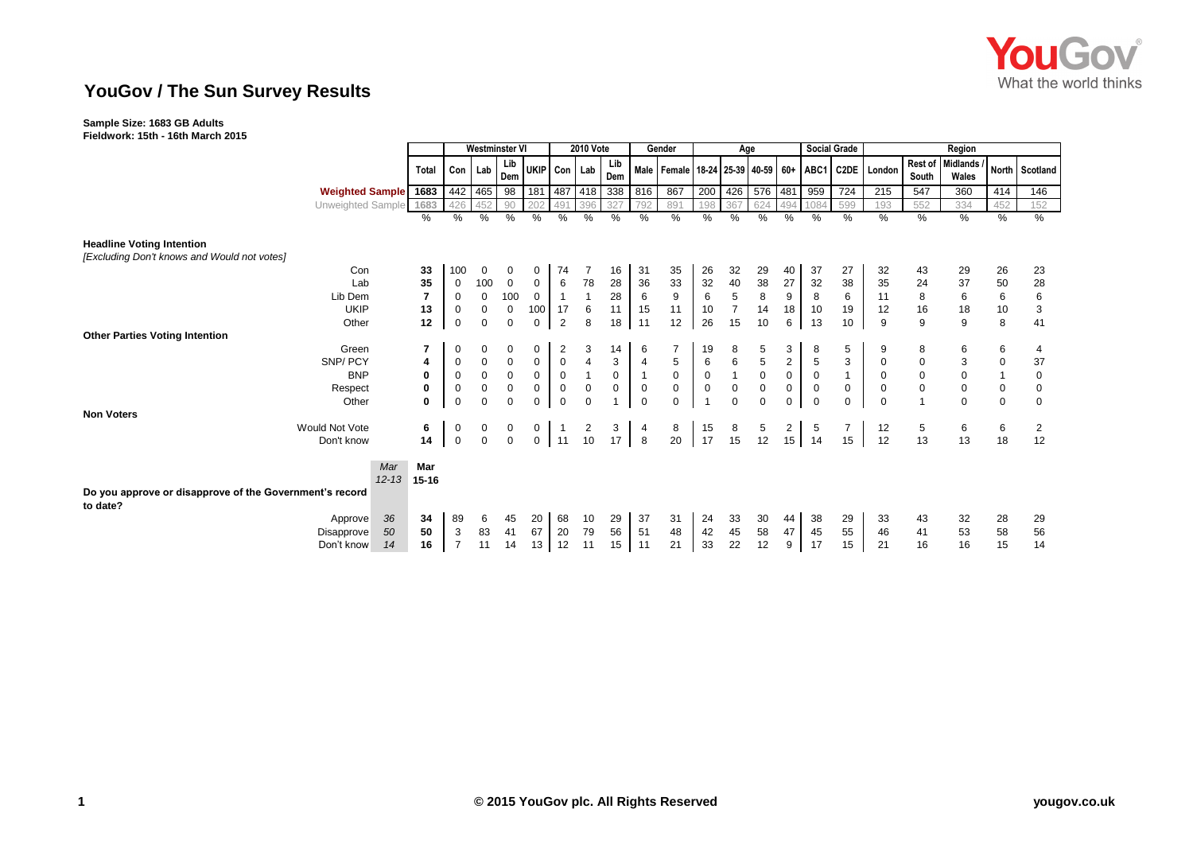# YouGov / The Sun Survey Results

**Sample Size: 1683 GB Adults**
**Fieldwork: 15th - 16th March 2015**

| | | Total | Westminster VI | | | | 2010 Vote | | | Gender | | Age | | | | Social Grade | | Region | | | | |
|---|---|---|---|---|---|---|---|---|---|---|---|---|---|---|---|---|---|---|---|---|---|---|
| | | | Con | Lab | Lib Dem | UKIP | Con | Lab | Lib Dem | Male | Female | 18-24 | 25-39 | 40-59 | 60+ | ABC1 | C2DE | London | Rest of South | Midlands / Wales | North | Scotland |
| Weighted Sample | | 1683 | 442 | 465 | 98 | 181 | 487 | 418 | 338 | 816 | 867 | 200 | 426 | 576 | 481 | 959 | 724 | 215 | 547 | 360 | 414 | 146 |
| Unweighted Sample | | 1683 | 426 | 452 | 90 | 202 | 491 | 396 | 327 | 792 | 891 | 198 | 367 | 624 | 494 | 1084 | 599 | 193 | 552 | 334 | 452 | 152 |
| | | % | % | % | % | % | % | % | % | % | % | % | % | % | % | % | % | % | % | % | % | % |
| **Headline Voting Intention** *[Excluding Don't knows and Would not votes]* | | | | | | | | | | | | | | | | | | | | | | |
| Con | | 33 | 100 | 0 | 0 | 0 | 74 | 7 | 16 | 31 | 35 | 26 | 32 | 29 | 40 | 37 | 27 | 32 | 43 | 29 | 26 | 23 |
| Lab | | 35 | 0 | 100 | 0 | 0 | 6 | 78 | 28 | 36 | 33 | 32 | 40 | 38 | 27 | 32 | 38 | 35 | 24 | 37 | 50 | 28 |
| Lib Dem | | 7 | 0 | 0 | 100 | 0 | 1 | 1 | 28 | 6 | 9 | 6 | 5 | 8 | 9 | 8 | 6 | 11 | 8 | 6 | 6 | 6 |
| UKIP | | 13 | 0 | 0 | 0 | 100 | 17 | 6 | 11 | 15 | 11 | 10 | 7 | 14 | 18 | 10 | 19 | 12 | 16 | 18 | 10 | 3 |
| Other | | 12 | 0 | 0 | 0 | 0 | 2 | 8 | 18 | 11 | 12 | 26 | 15 | 10 | 6 | 13 | 10 | 9 | 9 | 9 | 8 | 41 |
| **Other Parties Voting Intention** | | | | | | | | | | | | | | | | | | | | | | |
| Green | | 7 | 0 | 0 | 0 | 0 | 2 | 3 | 14 | 6 | 7 | 19 | 8 | 5 | 3 | 8 | 5 | 9 | 8 | 6 | 6 | 4 |
| SNP/ PCY | | 4 | 0 | 0 | 0 | 0 | 0 | 4 | 3 | 4 | 5 | 6 | 6 | 5 | 2 | 5 | 3 | 0 | 0 | 3 | 0 | 37 |
| BNP | | 0 | 0 | 0 | 0 | 0 | 0 | 1 | 0 | 1 | 0 | 0 | 1 | 0 | 0 | 0 | 1 | 0 | 0 | 0 | 1 | 0 |
| Respect | | 0 | 0 | 0 | 0 | 0 | 0 | 0 | 0 | 0 | 0 | 0 | 0 | 0 | 0 | 0 | 0 | 0 | 0 | 0 | 0 | 0 |
| Other | | 0 | 0 | 0 | 0 | 0 | 0 | 0 | 1 | 0 | 0 | 1 | 0 | 0 | 0 | 0 | 0 | 0 | 1 | 0 | 0 | 0 |
| **Non Voters** | | | | | | | | | | | | | | | | | | | | | | |
| Would Not Vote | | 6 | 0 | 0 | 0 | 0 | 1 | 2 | 3 | 4 | 8 | 15 | 8 | 5 | 2 | 5 | 7 | 12 | 5 | 6 | 6 | 2 |
| Don't know | | 14 | 0 | 0 | 0 | 0 | 11 | 10 | 17 | 8 | 20 | 17 | 15 | 12 | 15 | 14 | 15 | 12 | 13 | 13 | 18 | 12 |
| | *Mar 12-13* | **Mar 15-16** | | | | | | | | | | | | | | | | | | | | |
| **Do you approve or disapprove of the Government's record to date?** | | | | | | | | | | | | | | | | | | | | | | |
| Approve | *36* | 34 | 89 | 6 | 45 | 20 | 68 | 10 | 29 | 37 | 31 | 24 | 33 | 30 | 44 | 38 | 29 | 33 | 43 | 32 | 28 | 29 |
| Disapprove | *50* | 50 | 3 | 83 | 41 | 67 | 20 | 79 | 56 | 51 | 48 | 42 | 45 | 58 | 47 | 45 | 55 | 46 | 41 | 53 | 58 | 56 |
| Don't know | *14* | 16 | 7 | 11 | 14 | 13 | 12 | 11 | 15 | 11 | 21 | 33 | 22 | 12 | 9 | 17 | 15 | 21 | 16 | 16 | 15 | 14 |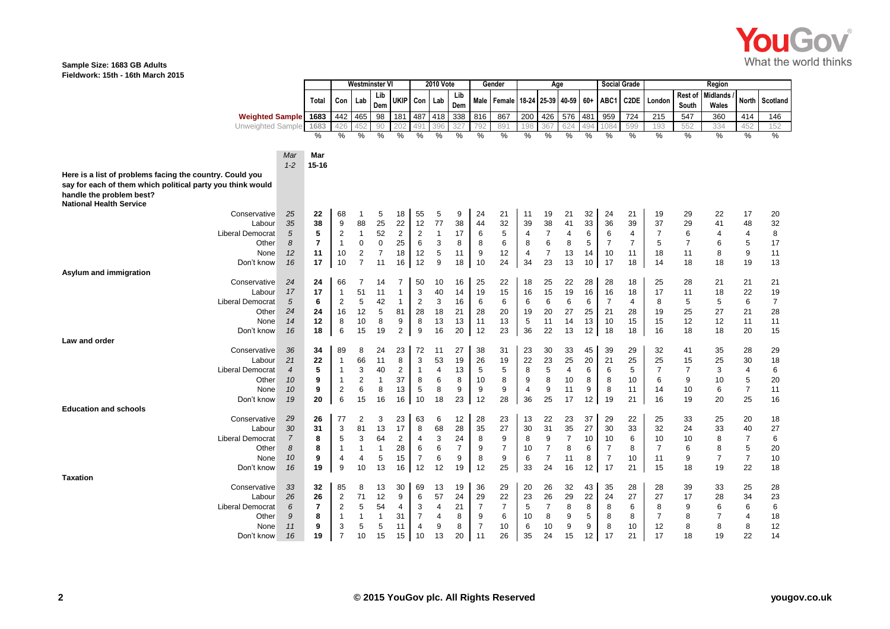**Sample Size: 1683 GB Adults**
**Fieldwork: 15th - 16th March 2015**

| | | | Westminster VI | | | | | 2010 Vote | | | Gender | | Age | | | | Social Grade | | Region | | | | |
|---|---|---|---|---|---|---|---|---|---|---|---|---|---|---|---|---|---|---|---|---|---|---|---|
| | | Total | Con | Lab | Lib Dem | UKIP | Con | Lab | Lib Dem | Male | Female | 18-24 | 25-39 | 40-59 | 60+ | ABC1 | C2DE | London | Rest of South | Midlands / Wales | North | Scotland |
| **Weighted Sample** | | 1683 | 442 | 465 | 98 | 181 | 487 | 418 | 338 | 816 | 867 | 200 | 426 | 576 | 481 | 959 | 724 | 215 | 547 | 360 | 414 | 146 |
| Unweighted Sample | | 1683 | 426 | 452 | 90 | 202 | 491 | 396 | 327 | 792 | 891 | 198 | 367 | 624 | 494 | 1084 | 599 | 193 | 552 | 334 | 452 | 152 |
| | | % | % | % | % | % | % | % | % | % | % | % | % | % | % | % | % | % | % | % | % | % |
| | *Mar 1-2* | **Mar 15-16** | | | | | | | | | | | | | | | | | | | | |
| **Here is a list of problems facing the country. Could you say for each of them which political party you think would handle the problem best?** | | | | | | | | | | | | | | | | | | | | | | |
| **National Health Service** | | | | | | | | | | | | | | | | | | | | | | |
| Conservative | *25* | **22** | 68 | 1 | 5 | 18 | 55 | 5 | 9 | 24 | 21 | 11 | 19 | 21 | 32 | 24 | 21 | 19 | 29 | 22 | 17 | 20 |
| Labour | *35* | **38** | 9 | 88 | 25 | 22 | 12 | 77 | 38 | 44 | 32 | 39 | 38 | 41 | 33 | 36 | 39 | 37 | 29 | 41 | 48 | 32 |
| Liberal Democrat | *5* | **5** | 2 | 1 | 52 | 2 | 2 | 1 | 17 | 6 | 5 | 4 | 7 | 4 | 6 | 6 | 4 | 7 | 6 | 4 | 4 | 8 |
| Other | *8* | **7** | 1 | 0 | 0 | 25 | 6 | 3 | 8 | 8 | 6 | 8 | 6 | 8 | 5 | 7 | 7 | 5 | 7 | 6 | 5 | 17 |
| None | *12* | **11** | 10 | 2 | 7 | 18 | 12 | 5 | 11 | 9 | 12 | 4 | 7 | 13 | 14 | 10 | 11 | 18 | 11 | 8 | 9 | 11 |
| Don't know | *16* | **17** | 10 | 7 | 11 | 16 | 12 | 9 | 18 | 10 | 24 | 34 | 23 | 13 | 10 | 17 | 18 | 14 | 18 | 18 | 19 | 13 |
| **Asylum and immigration** | | | | | | | | | | | | | | | | | | | | | | |
| Conservative | *24* | **24** | 66 | 7 | 14 | 7 | 50 | 10 | 16 | 25 | 22 | 18 | 25 | 22 | 28 | 28 | 18 | 25 | 28 | 21 | 21 | 21 |
| Labour | *17* | **17** | 1 | 51 | 11 | 1 | 3 | 40 | 14 | 19 | 15 | 16 | 15 | 19 | 16 | 16 | 18 | 17 | 11 | 18 | 22 | 19 |
| Liberal Democrat | *5* | **6** | 2 | 5 | 42 | 1 | 2 | 3 | 16 | 6 | 6 | 6 | 6 | 6 | 6 | 7 | 4 | 8 | 5 | 5 | 6 | 7 |
| Other | *24* | **24** | 16 | 12 | 5 | 81 | 28 | 18 | 21 | 28 | 20 | 19 | 20 | 27 | 25 | 21 | 28 | 19 | 25 | 27 | 21 | 28 |
| None | *14* | **12** | 8 | 10 | 8 | 9 | 8 | 13 | 13 | 11 | 13 | 5 | 11 | 14 | 13 | 10 | 15 | 15 | 12 | 12 | 11 | 11 |
| Don't know | *16* | **18** | 6 | 15 | 19 | 2 | 9 | 16 | 20 | 12 | 23 | 36 | 22 | 13 | 12 | 18 | 18 | 16 | 18 | 18 | 20 | 15 |
| **Law and order** | | | | | | | | | | | | | | | | | | | | | | |
| Conservative | *36* | **34** | 89 | 8 | 24 | 23 | 72 | 11 | 27 | 38 | 31 | 23 | 30 | 33 | 45 | 39 | 29 | 32 | 41 | 35 | 28 | 29 |
| Labour | *21* | **22** | 1 | 66 | 11 | 8 | 3 | 53 | 19 | 26 | 19 | 22 | 23 | 25 | 20 | 21 | 25 | 25 | 15 | 25 | 30 | 18 |
| Liberal Democrat | *4* | **5** | 1 | 3 | 40 | 2 | 1 | 4 | 13 | 5 | 5 | 8 | 5 | 4 | 6 | 6 | 5 | 7 | 7 | 3 | 4 | 6 |
| Other | *10* | **9** | 1 | 2 | 1 | 37 | 8 | 6 | 8 | 10 | 8 | 9 | 8 | 10 | 8 | 8 | 10 | 6 | 9 | 10 | 5 | 20 |
| None | *10* | **9** | 2 | 6 | 8 | 13 | 5 | 8 | 9 | 9 | 9 | 4 | 9 | 11 | 9 | 8 | 11 | 14 | 10 | 6 | 7 | 11 |
| Don't know | *19* | **20** | 6 | 15 | 16 | 16 | 10 | 18 | 23 | 12 | 28 | 36 | 25 | 17 | 12 | 19 | 21 | 16 | 19 | 20 | 25 | 16 |
| **Education and schools** | | | | | | | | | | | | | | | | | | | | | | |
| Conservative | *29* | **26** | 77 | 2 | 3 | 23 | 63 | 6 | 12 | 28 | 23 | 13 | 22 | 23 | 37 | 29 | 22 | 25 | 33 | 25 | 20 | 18 |
| Labour | *30* | **31** | 3 | 81 | 13 | 17 | 8 | 68 | 28 | 35 | 27 | 30 | 31 | 35 | 27 | 30 | 33 | 32 | 24 | 33 | 40 | 27 |
| Liberal Democrat | *7* | **8** | 5 | 3 | 64 | 2 | 4 | 3 | 24 | 8 | 9 | 8 | 9 | 7 | 10 | 10 | 6 | 10 | 10 | 8 | 7 | 6 |
| Other | *8* | **8** | 1 | 1 | 1 | 28 | 6 | 6 | 7 | 9 | 7 | 10 | 7 | 8 | 6 | 7 | 8 | 7 | 6 | 8 | 5 | 20 |
| None | *10* | **9** | 4 | 4 | 5 | 15 | 7 | 6 | 9 | 8 | 9 | 6 | 7 | 11 | 8 | 7 | 10 | 11 | 9 | 7 | 7 | 10 |
| Don't know | *16* | **19** | 9 | 10 | 13 | 16 | 12 | 12 | 19 | 12 | 25 | 33 | 24 | 16 | 12 | 17 | 21 | 15 | 18 | 19 | 22 | 18 |
| **Taxation** | | | | | | | | | | | | | | | | | | | | | | |
| Conservative | *33* | **32** | 85 | 8 | 13 | 30 | 69 | 13 | 19 | 36 | 29 | 20 | 26 | 32 | 43 | 35 | 28 | 28 | 39 | 33 | 25 | 28 |
| Labour | *26* | **26** | 2 | 71 | 12 | 9 | 6 | 57 | 24 | 29 | 22 | 23 | 26 | 29 | 22 | 24 | 27 | 27 | 17 | 28 | 34 | 23 |
| Liberal Democrat | *6* | **7** | 2 | 5 | 54 | 4 | 3 | 4 | 21 | 7 | 7 | 5 | 7 | 8 | 8 | 8 | 6 | 8 | 9 | 6 | 6 | 6 |
| Other | *9* | **8** | 1 | 1 | 1 | 31 | 7 | 4 | 8 | 9 | 6 | 10 | 8 | 9 | 5 | 8 | 8 | 7 | 8 | 7 | 4 | 18 |
| None | *11* | **9** | 3 | 5 | 5 | 11 | 4 | 9 | 8 | 7 | 10 | 6 | 10 | 9 | 9 | 8 | 10 | 12 | 8 | 8 | 8 | 12 |
| Don't know | *16* | **19** | 7 | 10 | 15 | 15 | 10 | 13 | 20 | 11 | 26 | 35 | 24 | 15 | 12 | 17 | 21 | 17 | 18 | 19 | 22 | 14 |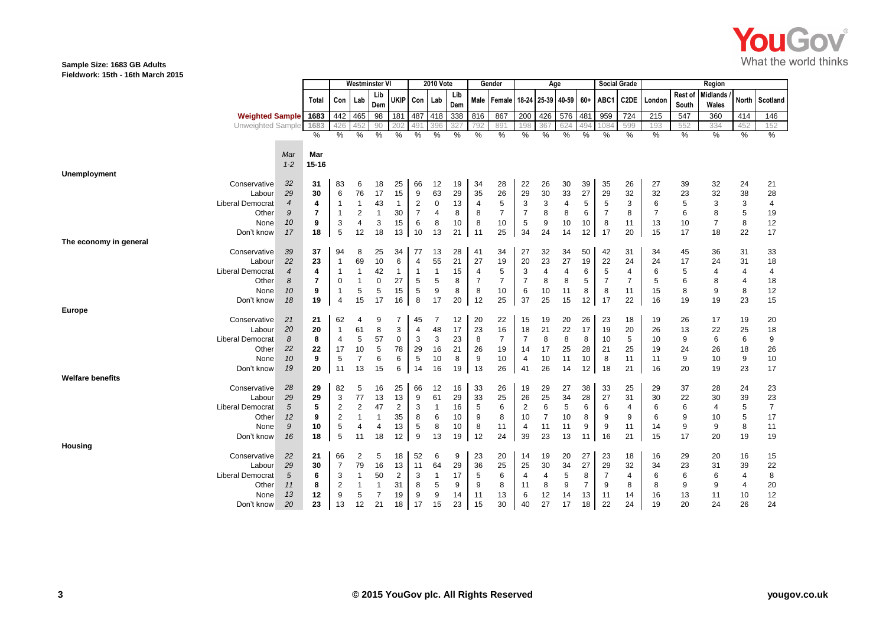Sample Size: 1683 GB Adults
Fieldwork: 15th - 16th March 2015

| | | | Westminster VI | | | | | 2010 Vote | | | Gender | | Age | | | | Social Grade | | Region | | | | |
|---|---|---|---|---|---|---|---|---|---|---|---|---|---|---|---|---|---|---|---|---|---|---|---|
| | | Total | Con | Lab | Lib Dem | UKIP | Con | Lab | Lib Dem | Male | Female | 18-24 | 25-39 | 40-59 | 60+ | ABC1 | C2DE | London | Rest of South | Midlands / Wales | North | Scotland |
| Weighted Sample | | 1683 | 442 | 465 | 98 | 181 | 487 | 418 | 338 | 816 | 867 | 200 | 426 | 576 | 481 | 959 | 724 | 215 | 547 | 360 | 414 | 146 |
| Unweighted Sample | | 1683 | 426 | 452 | 90 | 202 | 491 | 396 | 327 | 792 | 891 | 198 | 367 | 624 | 494 | 1084 | 599 | 193 | 552 | 334 | 452 | 152 |
| | | % | % | % | % | % | % | % | % | % | % | % | % | % | % | % | % | % | % | % | % | % |
| | *Mar 1-2* | **Mar 15-16** | | | | | | | | | | | | | | | | | | | | |
| **Unemployment** | | | | | | | | | | | | | | | | | | | | | | |
| Conservative | *32* | **31** | 83 | 6 | 18 | 25 | 66 | 12 | 19 | 34 | 28 | 22 | 26 | 30 | 39 | 35 | 26 | 27 | 39 | 32 | 24 | 21 |
| Labour | *29* | **30** | 6 | 76 | 17 | 15 | 9 | 63 | 29 | 35 | 26 | 29 | 30 | 33 | 27 | 29 | 32 | 32 | 23 | 32 | 38 | 28 |
| Liberal Democrat | *4* | **4** | 1 | 1 | 43 | 1 | 2 | 0 | 13 | 4 | 5 | 3 | 3 | 4 | 5 | 5 | 3 | 6 | 5 | 3 | 3 | 4 |
| Other | *9* | **7** | 1 | 2 | 1 | 30 | 7 | 4 | 8 | 8 | 7 | 7 | 8 | 8 | 6 | 7 | 8 | 7 | 6 | 8 | 5 | 19 |
| None | *10* | **9** | 3 | 4 | 3 | 15 | 6 | 8 | 10 | 8 | 10 | 5 | 9 | 10 | 10 | 8 | 11 | 13 | 10 | 7 | 8 | 12 |
| Don't know | *17* | **18** | 5 | 12 | 18 | 13 | 10 | 13 | 21 | 11 | 25 | 34 | 24 | 14 | 12 | 17 | 20 | 15 | 17 | 18 | 22 | 17 |
| **The economy in general** | | | | | | | | | | | | | | | | | | | | | | |
| Conservative | *39* | **37** | 94 | 8 | 25 | 34 | 77 | 13 | 28 | 41 | 34 | 27 | 32 | 34 | 50 | 42 | 31 | 34 | 45 | 36 | 31 | 33 |
| Labour | *22* | **23** | 1 | 69 | 10 | 6 | 4 | 55 | 21 | 27 | 19 | 20 | 23 | 27 | 19 | 22 | 24 | 24 | 17 | 24 | 31 | 18 |
| Liberal Democrat | *4* | **4** | 1 | 1 | 42 | 1 | 1 | 1 | 15 | 4 | 5 | 3 | 4 | 4 | 6 | 5 | 4 | 6 | 5 | 4 | 4 | 4 |
| Other | *8* | **7** | 0 | 1 | 0 | 27 | 5 | 5 | 8 | 7 | 7 | 7 | 8 | 8 | 5 | 7 | 7 | 5 | 6 | 8 | 4 | 18 |
| None | *10* | **9** | 1 | 5 | 5 | 15 | 5 | 9 | 8 | 8 | 10 | 6 | 10 | 11 | 8 | 8 | 11 | 15 | 8 | 9 | 8 | 12 |
| Don't know | *18* | **19** | 4 | 15 | 17 | 16 | 8 | 17 | 20 | 12 | 25 | 37 | 25 | 15 | 12 | 17 | 22 | 16 | 19 | 19 | 23 | 15 |
| **Europe** | | | | | | | | | | | | | | | | | | | | | | |
| Conservative | *21* | **21** | 62 | 4 | 9 | 7 | 45 | 7 | 12 | 20 | 22 | 15 | 19 | 20 | 26 | 23 | 18 | 19 | 26 | 17 | 19 | 20 |
| Labour | *20* | **20** | 1 | 61 | 8 | 3 | 4 | 48 | 17 | 23 | 16 | 18 | 21 | 22 | 17 | 19 | 20 | 26 | 13 | 22 | 25 | 18 |
| Liberal Democrat | *8* | **8** | 4 | 5 | 57 | 0 | 3 | 3 | 23 | 8 | 7 | 7 | 8 | 8 | 8 | 10 | 5 | 10 | 9 | 6 | 6 | 9 |
| Other | *22* | **22** | 17 | 10 | 5 | 78 | 29 | 16 | 21 | 26 | 19 | 14 | 17 | 25 | 28 | 21 | 25 | 19 | 24 | 26 | 18 | 26 |
| None | *10* | **9** | 5 | 7 | 6 | 6 | 5 | 10 | 8 | 9 | 10 | 4 | 10 | 11 | 10 | 8 | 11 | 11 | 9 | 10 | 9 | 10 |
| Don't know | *19* | **20** | 11 | 13 | 15 | 6 | 14 | 16 | 19 | 13 | 26 | 41 | 26 | 14 | 12 | 18 | 21 | 16 | 20 | 19 | 23 | 17 |
| **Welfare benefits** | | | | | | | | | | | | | | | | | | | | | | |
| Conservative | *28* | **29** | 82 | 5 | 16 | 25 | 66 | 12 | 16 | 33 | 26 | 19 | 29 | 27 | 38 | 33 | 25 | 29 | 37 | 28 | 24 | 23 |
| Labour | *29* | **29** | 3 | 77 | 13 | 13 | 9 | 61 | 29 | 33 | 25 | 26 | 25 | 34 | 28 | 27 | 31 | 30 | 22 | 30 | 39 | 23 |
| Liberal Democrat | *5* | **5** | 2 | 2 | 47 | 2 | 3 | 1 | 16 | 5 | 6 | 2 | 6 | 5 | 6 | 6 | 4 | 6 | 6 | 4 | 5 | 7 |
| Other | *12* | **9** | 2 | 1 | 1 | 35 | 8 | 6 | 10 | 9 | 8 | 10 | 7 | 10 | 8 | 9 | 9 | 6 | 9 | 10 | 5 | 17 |
| None | *9* | **10** | 5 | 4 | 4 | 13 | 5 | 8 | 10 | 8 | 11 | 4 | 11 | 11 | 9 | 9 | 11 | 14 | 9 | 9 | 8 | 11 |
| Don't know | *16* | **18** | 5 | 11 | 18 | 12 | 9 | 13 | 19 | 12 | 24 | 39 | 23 | 13 | 11 | 16 | 21 | 15 | 17 | 20 | 19 | 19 |
| **Housing** | | | | | | | | | | | | | | | | | | | | | | |
| Conservative | *22* | **21** | 66 | 2 | 5 | 18 | 52 | 6 | 9 | 23 | 20 | 14 | 19 | 20 | 27 | 23 | 18 | 16 | 29 | 20 | 16 | 15 |
| Labour | *29* | **30** | 7 | 79 | 16 | 13 | 11 | 64 | 29 | 36 | 25 | 25 | 30 | 34 | 27 | 29 | 32 | 34 | 23 | 31 | 39 | 22 |
| Liberal Democrat | *5* | **6** | 3 | 1 | 50 | 2 | 3 | 1 | 17 | 5 | 6 | 4 | 4 | 5 | 8 | 7 | 4 | 6 | 6 | 6 | 4 | 8 |
| Other | *11* | **8** | 2 | 1 | 1 | 31 | 8 | 5 | 9 | 9 | 8 | 11 | 8 | 9 | 7 | 9 | 8 | 8 | 9 | 9 | 4 | 20 |
| None | *13* | **12** | 9 | 5 | 7 | 19 | 9 | 9 | 14 | 11 | 13 | 6 | 12 | 14 | 13 | 11 | 14 | 16 | 13 | 11 | 10 | 12 |
| Don't know | *20* | **23** | 13 | 12 | 21 | 18 | 17 | 15 | 23 | 15 | 30 | 40 | 27 | 17 | 18 | 22 | 24 | 19 | 20 | 24 | 26 | 24 |

© 2015 YouGov plc. All Rights Reserved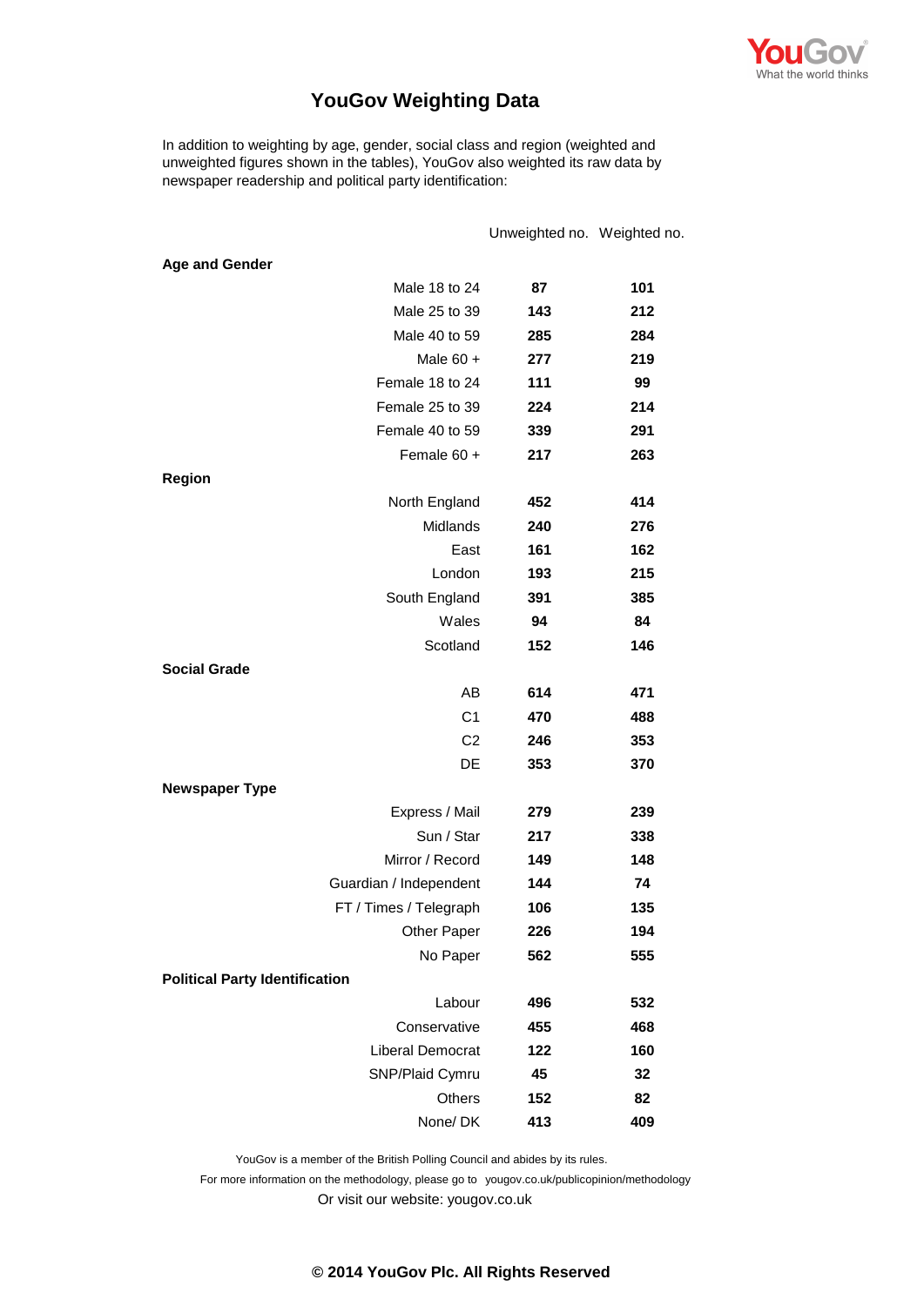# YouGov Weighting Data

In addition to weighting by age, gender, social class and region (weighted and unweighted figures shown in the tables), YouGov also weighted its raw data by newspaper readership and political party identification:

| | Unweighted no. | Weighted no. |
|---|---|---|
| **Age and Gender** | | |
| Male 18 to 24 | **87** | **101** |
| Male 25 to 39 | **143** | **212** |
| Male 40 to 59 | **285** | **284** |
| Male 60 + | **277** | **219** |
| Female 18 to 24 | **111** | **99** |
| Female 25 to 39 | **224** | **214** |
| Female 40 to 59 | **339** | **291** |
| Female 60 + | **217** | **263** |
| **Region** | | |
| North England | **452** | **414** |
| Midlands | **240** | **276** |
| East | **161** | **162** |
| London | **193** | **215** |
| South England | **391** | **385** |
| Wales | **94** | **84** |
| Scotland | **152** | **146** |
| **Social Grade** | | |
| AB | **614** | **471** |
| C1 | **470** | **488** |
| C2 | **246** | **353** |
| DE | **353** | **370** |
| **Newspaper Type** | | |
| Express / Mail | **279** | **239** |
| Sun / Star | **217** | **338** |
| Mirror / Record | **149** | **148** |
| Guardian / Independent | **144** | **74** |
| FT / Times / Telegraph | **106** | **135** |
| Other Paper | **226** | **194** |
| No Paper | **562** | **555** |
| **Political Party Identification** | | |
| Labour | **496** | **532** |
| Conservative | **455** | **468** |
| Liberal Democrat | **122** | **160** |
| SNP/Plaid Cymru | **45** | **32** |
| Others | **152** | **82** |
| None/ DK | **413** | **409** |

YouGov is a member of the British Polling Council and abides by its rules.

For more information on the methodology, please go to yougov.co.uk/publicopinion/methodology

Or visit our website: yougov.co.uk

**© 2014 YouGov Plc. All Rights Reserved**